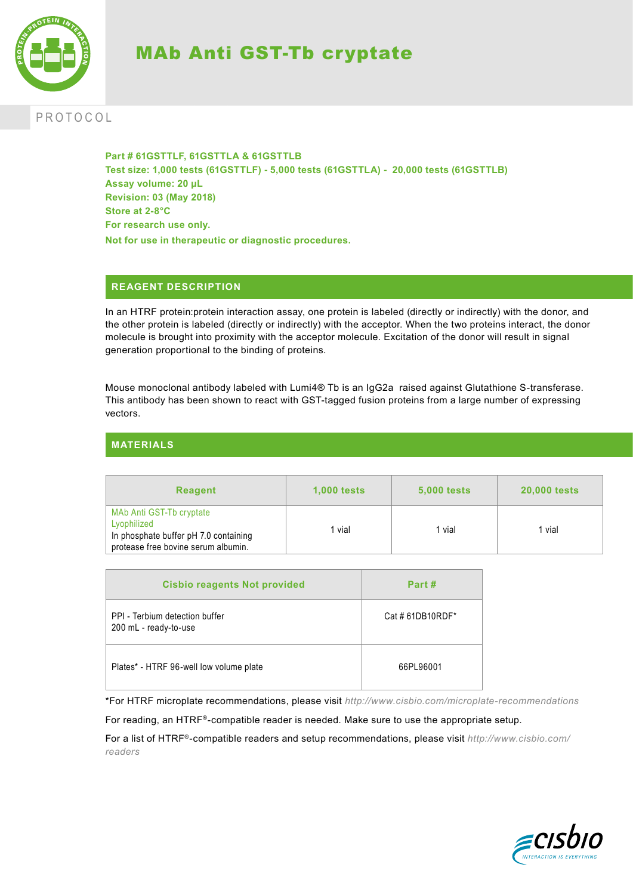# MAb Anti GST-Tb cryptate

PROTOCOL

**Part # 61GSTTLF, 61GSTTLA & 61GSTTLB**
**Test size: 1,000 tests (61GSTTLF) - 5,000 tests (61GSTTLA) - 20,000 tests (61GSTTLB)**
**Assay volume: 20 µL**
**Revision: 03 (May 2018)**
**Store at 2-8°C**
**For research use only.**
**Not for use in therapeutic or diagnostic procedures.**

## REAGENT DESCRIPTION

In an HTRF protein:protein interaction assay, one protein is labeled (directly or indirectly) with the donor, and the other protein is labeled (directly or indirectly) with the acceptor. When the two proteins interact, the donor molecule is brought into proximity with the acceptor molecule. Excitation of the donor will result in signal generation proportional to the binding of proteins.

Mouse monoclonal antibody labeled with Lumi4® Tb is an IgG2a raised against Glutathione S-transferase. This antibody has been shown to react with GST-tagged fusion proteins from a large number of expressing vectors.

## MATERIALS

| Reagent | 1,000 tests | 5,000 tests | 20,000 tests |
|---|---|---|---|
| MAb Anti GST-Tb cryptate Lyophilized In phosphate buffer pH 7.0 containing protease free bovine serum albumin. | 1 vial | 1 vial | 1 vial |

| Cisbio reagents Not provided | Part # |
|---|---|
| PPI - Terbium detection buffer 200 mL - ready-to-use | Cat # 61DB10RDF* |
| Plates* - HTRF 96-well low volume plate | 66PL96001 |

*For HTRF microplate recommendations, please visit *http://www.cisbio.com/microplate-recommendations*

For reading, an HTRF®-compatible reader is needed. Make sure to use the appropriate setup.

For a list of HTRF®-compatible readers and setup recommendations, please visit *http://www.cisbio.com/readers*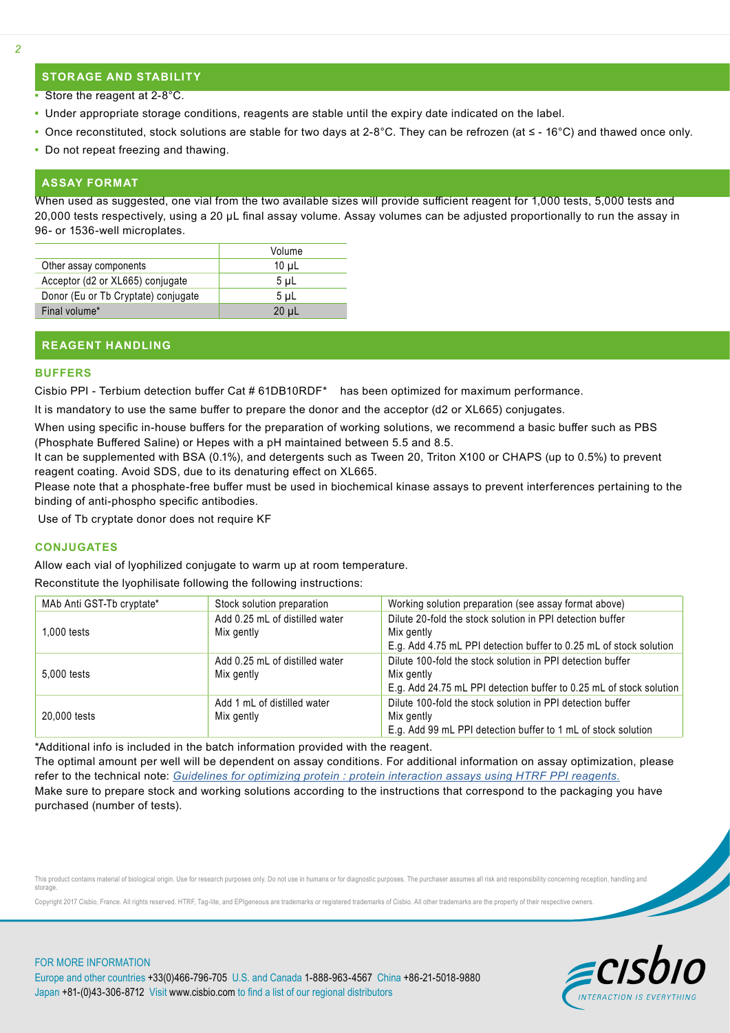## STORAGE AND STABILITY

- Store the reagent at 2-8°C.
- Under appropriate storage conditions, reagents are stable until the expiry date indicated on the label.
- Once reconstituted, stock solutions are stable for two days at 2-8°C. They can be refrozen (at ≤ - 16°C) and thawed once only.
- Do not repeat freezing and thawing.

## ASSAY FORMAT

When used as suggested, one vial from the two available sizes will provide sufficient reagent for 1,000 tests, 5,000 tests and 20,000 tests respectively, using a 20 µL final assay volume. Assay volumes can be adjusted proportionally to run the assay in 96- or 1536-well microplates.

| | Volume |
|---|---|
| Other assay components | 10 µL |
| Acceptor (d2 or XL665) conjugate | 5 µL |
| Donor (Eu or Tb Cryptate) conjugate | 5 µL |
| Final volume* | 20 µL |

## REAGENT HANDLING

### BUFFERS

Cisbio PPI - Terbium detection buffer Cat # 61DB10RDF* has been optimized for maximum performance.

It is mandatory to use the same buffer to prepare the donor and the acceptor (d2 or XL665) conjugates.

When using specific in-house buffers for the preparation of working solutions, we recommend a basic buffer such as PBS (Phosphate Buffered Saline) or Hepes with a pH maintained between 5.5 and 8.5.
It can be supplemented with BSA (0.1%), and detergents such as Tween 20, Triton X100 or CHAPS (up to 0.5%) to prevent reagent coating. Avoid SDS, due to its denaturing effect on XL665.
Please note that a phosphate-free buffer must be used in biochemical kinase assays to prevent interferences pertaining to the binding of anti-phospho specific antibodies.

Use of Tb cryptate donor does not require KF

### CONJUGATES

Allow each vial of lyophilized conjugate to warm up at room temperature.

Reconstitute the lyophilisate following the following instructions:

| MAb Anti GST-Tb cryptate* | Stock solution preparation | Working solution preparation (see assay format above) |
|---|---|---|
| 1,000 tests | Add 0.25 mL of distilled water<br>Mix gently | Dilute 20-fold the stock solution in PPI detection buffer<br>Mix gently<br>E.g. Add 4.75 mL PPI detection buffer to 0.25 mL of stock solution |
| 5,000 tests | Add 0.25 mL of distilled water<br>Mix gently | Dilute 100-fold the stock solution in PPI detection buffer<br>Mix gently<br>E.g. Add 24.75 mL PPI detection buffer to 0.25 mL of stock solution |
| 20,000 tests | Add 1 mL of distilled water<br>Mix gently | Dilute 100-fold the stock solution in PPI detection buffer<br>Mix gently<br>E.g. Add 99 mL PPI detection buffer to 1 mL of stock solution |

*Additional info is included in the batch information provided with the reagent.

The optimal amount per well will be dependent on assay conditions. For additional information on assay optimization, please refer to the technical note: *Guidelines for optimizing protein : protein interaction assays using HTRF PPI reagents.*

Make sure to prepare stock and working solutions according to the instructions that correspond to the packaging you have purchased (number of tests).

This product contains material of biological origin. Use for research purposes only. Do not use in humans or for diagnostic purposes. The purchaser assumes all risk and responsibility concerning reception, handling and storage.

Copyright 2017 Cisbio, France. All rights reserved. HTRF, Tag-lite, and EPIgeneous are trademarks or registered trademarks of Cisbio. All other trademarks are the property of their respective owners.

FOR MORE INFORMATION
Europe and other countries +33(0)466-796-705 U.S. and Canada 1-888-963-4567 China +86-21-5018-9880
Japan +81-(0)43-306-8712 Visit www.cisbio.com to find a list of our regional distributors

cisbio
INTERACTION IS EVERYTHING